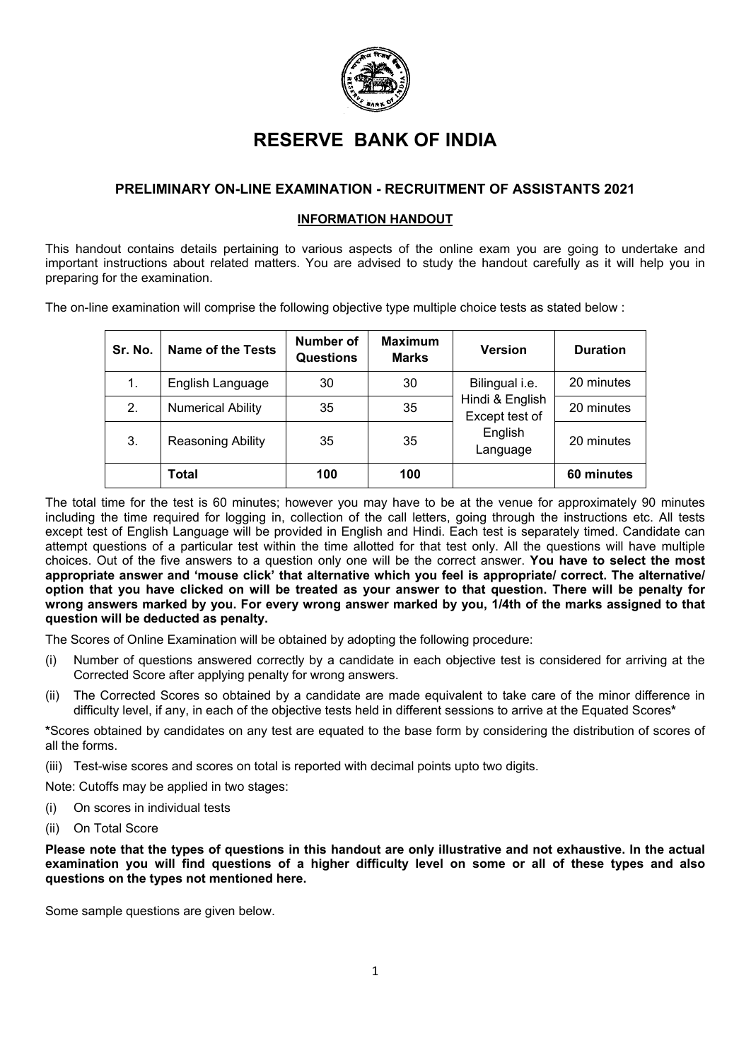# RESERVE BANK OF INDIA

## PRELIMINARY ON-LINE EXAMINATION - RECRUITMENT OF ASSISTANTS 2021

### INFORMATION HANDOUT

This handout contains details pertaining to various aspects of the online exam you are going to undertake and important instructions about related matters. You are advised to study the handout carefully as it will help you in preparing for the examination.

The on-line examination will comprise the following objective type multiple choice tests as stated below :

| Sr. No. | Name of the Tests | Number of Questions | Maximum Marks | Version | Duration |
|---|---|---|---|---|---|
| 1. | English Language | 30 | 30 | Bilingual i.e. Hindi & English Except test of English Language | 20 minutes |
| 2. | Numerical Ability | 35 | 35 | | 20 minutes |
| 3. | Reasoning Ability | 35 | 35 | | 20 minutes |
| | **Total** | **100** | **100** | | **60 minutes** |

The total time for the test is 60 minutes; however you may have to be at the venue for approximately 90 minutes including the time required for logging in, collection of the call letters, going through the instructions etc. All tests except test of English Language will be provided in English and Hindi. Each test is separately timed. Candidate can attempt questions of a particular test within the time allotted for that test only. All the questions will have multiple choices. Out of the five answers to a question only one will be the correct answer. **You have to select the most appropriate answer and 'mouse click' that alternative which you feel is appropriate/ correct. The alternative/ option that you have clicked on will be treated as your answer to that question. There will be penalty for wrong answers marked by you. For every wrong answer marked by you, 1/4th of the marks assigned to that question will be deducted as penalty.**

The Scores of Online Examination will be obtained by adopting the following procedure:

(i) Number of questions answered correctly by a candidate in each objective test is considered for arriving at the Corrected Score after applying penalty for wrong answers.

(ii) The Corrected Scores so obtained by a candidate are made equivalent to take care of the minor difference in difficulty level, if any, in each of the objective tests held in different sessions to arrive at the Equated Scores*

*Scores obtained by candidates on any test are equated to the base form by considering the distribution of scores of all the forms.

(iii) Test-wise scores and scores on total is reported with decimal points upto two digits.

Note: Cutoffs may be applied in two stages:

(i) On scores in individual tests

(ii) On Total Score

**Please note that the types of questions in this handout are only illustrative and not exhaustive. In the actual examination you will find questions of a higher difficulty level on some or all of these types and also questions on the types not mentioned here.**

Some sample questions are given below.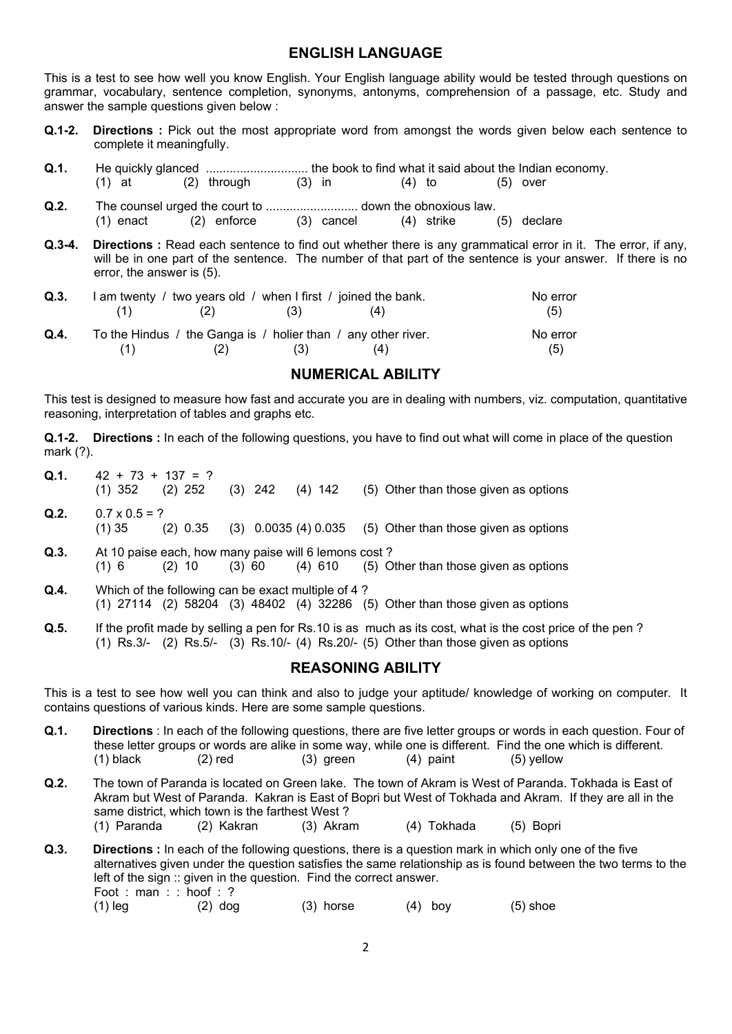## ENGLISH LANGUAGE

This is a test to see how well you know English. Your English language ability would be tested through questions on grammar, vocabulary, sentence completion, synonyms, antonyms, comprehension of a passage, etc. Study and answer the sample questions given below :

**Q.1-2. Directions :** Pick out the most appropriate word from amongst the words given below each sentence to complete it meaningfully.

**Q.1.** He quickly glanced .............................. the book to find what it said about the Indian economy.
(1) at (2) through (3) in (4) to (5) over

**Q.2.** The counsel urged the court to ........................... down the obnoxious law.
(1) enact (2) enforce (3) cancel (4) strike (5) declare

**Q.3-4. Directions :** Read each sentence to find out whether there is any grammatical error in it. The error, if any, will be in one part of the sentence. The number of that part of the sentence is your answer. If there is no error, the answer is (5).

**Q.3.** I am twenty / two years old / when I first / joined the bank. No error
(1) (2) (3) (4) (5)

**Q.4.** To the Hindus / the Ganga is / holier than / any other river. No error
(1) (2) (3) (4) (5)

## NUMERICAL ABILITY

This test is designed to measure how fast and accurate you are in dealing with numbers, viz. computation, quantitative reasoning, interpretation of tables and graphs etc.

**Q.1-2. Directions :** In each of the following questions, you have to find out what will come in place of the question mark (?).

**Q.1.** 42 + 73 + 137 = ?
(1) 352 (2) 252 (3) 242 (4) 142 (5) Other than those given as options

**Q.2.** 0.7 x 0.5 = ?
(1) 35 (2) 0.35 (3) 0.0035 (4) 0.035 (5) Other than those given as options

**Q.3.** At 10 paise each, how many paise will 6 lemons cost ?
(1) 6 (2) 10 (3) 60 (4) 610 (5) Other than those given as options

**Q.4.** Which of the following can be exact multiple of 4 ?
(1) 27114 (2) 58204 (3) 48402 (4) 32286 (5) Other than those given as options

**Q.5.** If the profit made by selling a pen for Rs.10 is as much as its cost, what is the cost price of the pen ?
(1) Rs.3/- (2) Rs.5/- (3) Rs.10/- (4) Rs.20/- (5) Other than those given as options

## REASONING ABILITY

This is a test to see how well you can think and also to judge your aptitude/ knowledge of working on computer. It contains questions of various kinds. Here are some sample questions.

**Q.1. Directions** : In each of the following questions, there are five letter groups or words in each question. Four of these letter groups or words are alike in some way, while one is different. Find the one which is different.
(1) black (2) red (3) green (4) paint (5) yellow

**Q.2.** The town of Paranda is located on Green lake. The town of Akram is West of Paranda. Tokhada is East of Akram but West of Paranda. Kakran is East of Bopri but West of Tokhada and Akram. If they are all in the same district, which town is the farthest West ?
(1) Paranda (2) Kakran (3) Akram (4) Tokhada (5) Bopri

**Q.3. Directions :** In each of the following questions, there is a question mark in which only one of the five alternatives given under the question satisfies the same relationship as is found between the two terms to the left of the sign :: given in the question. Find the correct answer.
Foot : man : : hoof : ?
(1) leg (2) dog (3) horse (4) boy (5) shoe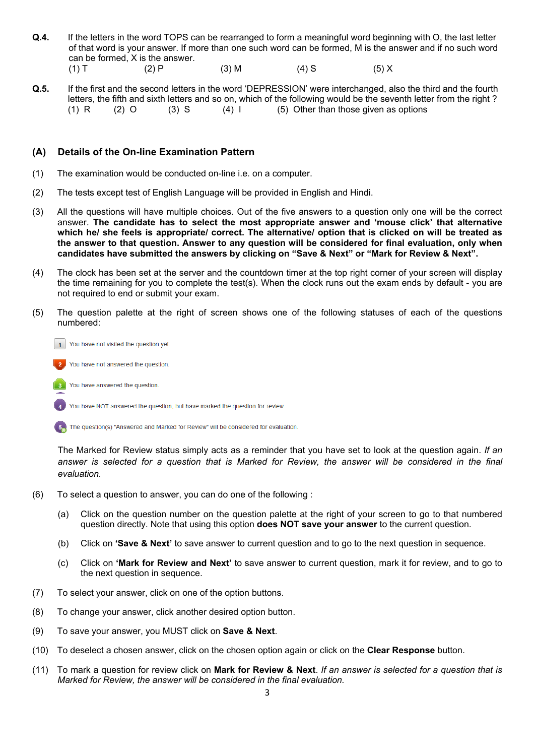**Q.4.** If the letters in the word TOPS can be rearranged to form a meaningful word beginning with O, the last letter of that word is your answer. If more than one such word can be formed, M is the answer and if no such word can be formed, X is the answer.

(1) T (2) P (3) M (4) S (5) X

**Q.5.** If the first and the second letters in the word 'DEPRESSION' were interchanged, also the third and the fourth letters, the fifth and sixth letters and so on, which of the following would be the seventh letter from the right ?

(1) R (2) O (3) S (4) I (5) Other than those given as options

## (A) Details of the On-line Examination Pattern

(1) The examination would be conducted on-line i.e. on a computer.

(2) The tests except test of English Language will be provided in English and Hindi.

(3) All the questions will have multiple choices. Out of the five answers to a question only one will be the correct answer. **The candidate has to select the most appropriate answer and 'mouse click' that alternative which he/ she feels is appropriate/ correct. The alternative/ option that is clicked on will be treated as the answer to that question. Answer to any question will be considered for final evaluation, only when candidates have submitted the answers by clicking on "Save & Next" or "Mark for Review & Next".**

(4) The clock has been set at the server and the countdown timer at the top right corner of your screen will display the time remaining for you to complete the test(s). When the clock runs out the exam ends by default - you are not required to end or submit your exam.

(5) The question palette at the right of screen shows one of the following statuses of each of the questions numbered:

- 1 — You have not visited the question yet.
- 2 — You have not answered the question.
- 3 — You have answered the question.
- 4 — You have NOT answered the question, but have marked the question for review.
- 5 — The question(s) "Answered and Marked for Review" will be considered for evaluation.

The Marked for Review status simply acts as a reminder that you have set to look at the question again. *If an answer is selected for a question that is Marked for Review, the answer will be considered in the final evaluation.*

(6) To select a question to answer, you can do one of the following :

(a) Click on the question number on the question palette at the right of your screen to go to that numbered question directly. Note that using this option **does NOT save your answer** to the current question.

(b) Click on **'Save & Next'** to save answer to current question and to go to the next question in sequence.

(c) Click on **'Mark for Review and Next'** to save answer to current question, mark it for review, and to go to the next question in sequence.

(7) To select your answer, click on one of the option buttons.

(8) To change your answer, click another desired option button.

(9) To save your answer, you MUST click on **Save & Next**.

(10) To deselect a chosen answer, click on the chosen option again or click on the **Clear Response** button.

(11) To mark a question for review click on **Mark for Review & Next**. *If an answer is selected for a question that is Marked for Review, the answer will be considered in the final evaluation.*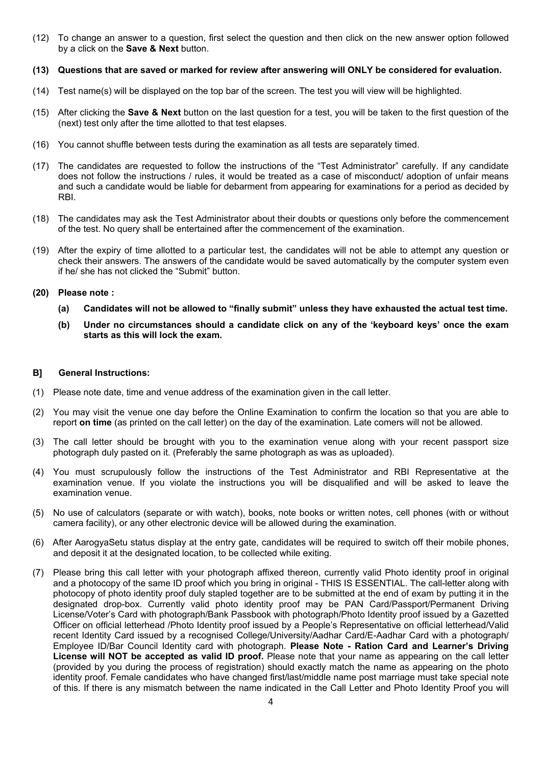(12) To change an answer to a question, first select the question and then click on the new answer option followed by a click on the **Save & Next** button.

**(13) Questions that are saved or marked for review after answering will ONLY be considered for evaluation.**

(14) Test name(s) will be displayed on the top bar of the screen. The test you will view will be highlighted.

(15) After clicking the **Save & Next** button on the last question for a test, you will be taken to the first question of the (next) test only after the time allotted to that test elapses.

(16) You cannot shuffle between tests during the examination as all tests are separately timed.

(17) The candidates are requested to follow the instructions of the "Test Administrator" carefully. If any candidate does not follow the instructions / rules, it would be treated as a case of misconduct/ adoption of unfair means and such a candidate would be liable for debarment from appearing for examinations for a period as decided by RBI.

(18) The candidates may ask the Test Administrator about their doubts or questions only before the commencement of the test. No query shall be entertained after the commencement of the examination.

(19) After the expiry of time allotted to a particular test, the candidates will not be able to attempt any question or check their answers. The answers of the candidate would be saved automatically by the computer system even if he/ she has not clicked the "Submit" button.

**(20) Please note :**

**(a) Candidates will not be allowed to "finally submit" unless they have exhausted the actual test time.**

**(b) Under no circumstances should a candidate click on any of the 'keyboard keys' once the exam starts as this will lock the exam.**

## B] General Instructions:

(1) Please note date, time and venue address of the examination given in the call letter.

(2) You may visit the venue one day before the Online Examination to confirm the location so that you are able to report **on time** (as printed on the call letter) on the day of the examination. Late comers will not be allowed.

(3) The call letter should be brought with you to the examination venue along with your recent passport size photograph duly pasted on it. (Preferably the same photograph as was as uploaded).

(4) You must scrupulously follow the instructions of the Test Administrator and RBI Representative at the examination venue. If you violate the instructions you will be disqualified and will be asked to leave the examination venue.

(5) No use of calculators (separate or with watch), books, note books or written notes, cell phones (with or without camera facility), or any other electronic device will be allowed during the examination.

(6) After AarogyaSetu status display at the entry gate, candidates will be required to switch off their mobile phones, and deposit it at the designated location, to be collected while exiting.

(7) Please bring this call letter with your photograph affixed thereon, currently valid Photo identity proof in original and a photocopy of the same ID proof which you bring in original - THIS IS ESSENTIAL. The call-letter along with photocopy of photo identity proof duly stapled together are to be submitted at the end of exam by putting it in the designated drop-box. Currently valid photo identity proof may be PAN Card/Passport/Permanent Driving License/Voter's Card with photograph/Bank Passbook with photograph/Photo Identity proof issued by a Gazetted Officer on official letterhead /Photo Identity proof issued by a People's Representative on official letterhead/Valid recent Identity Card issued by a recognised College/University/Aadhar Card/E-Aadhar Card with a photograph/ Employee ID/Bar Council Identity card with photograph. **Please Note - Ration Card and Learner's Driving License will NOT be accepted as valid ID proof.** Please note that your name as appearing on the call letter (provided by you during the process of registration) should exactly match the name as appearing on the photo identity proof. Female candidates who have changed first/last/middle name post marriage must take special note of this. If there is any mismatch between the name indicated in the Call Letter and Photo Identity Proof you will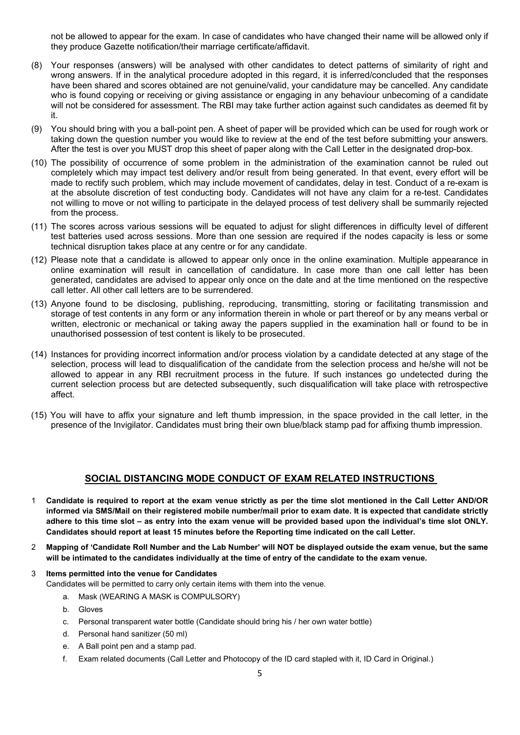not be allowed to appear for the exam. In case of candidates who have changed their name will be allowed only if they produce Gazette notification/their marriage certificate/affidavit.

(8) Your responses (answers) will be analysed with other candidates to detect patterns of similarity of right and wrong answers. If in the analytical procedure adopted in this regard, it is inferred/concluded that the responses have been shared and scores obtained are not genuine/valid, your candidature may be cancelled. Any candidate who is found copying or receiving or giving assistance or engaging in any behaviour unbecoming of a candidate will not be considered for assessment. The RBI may take further action against such candidates as deemed fit by it.

(9) You should bring with you a ball-point pen. A sheet of paper will be provided which can be used for rough work or taking down the question number you would like to review at the end of the test before submitting your answers. After the test is over you MUST drop this sheet of paper along with the Call Letter in the designated drop-box.

(10) The possibility of occurrence of some problem in the administration of the examination cannot be ruled out completely which may impact test delivery and/or result from being generated. In that event, every effort will be made to rectify such problem, which may include movement of candidates, delay in test. Conduct of a re-exam is at the absolute discretion of test conducting body. Candidates will not have any claim for a re-test. Candidates not willing to move or not willing to participate in the delayed process of test delivery shall be summarily rejected from the process.

(11) The scores across various sessions will be equated to adjust for slight differences in difficulty level of different test batteries used across sessions. More than one session are required if the nodes capacity is less or some technical disruption takes place at any centre or for any candidate.

(12) Please note that a candidate is allowed to appear only once in the online examination. Multiple appearance in online examination will result in cancellation of candidature. In case more than one call letter has been generated, candidates are advised to appear only once on the date and at the time mentioned on the respective call letter. All other call letters are to be surrendered.

(13) Anyone found to be disclosing, publishing, reproducing, transmitting, storing or facilitating transmission and storage of test contents in any form or any information therein in whole or part thereof or by any means verbal or written, electronic or mechanical or taking away the papers supplied in the examination hall or found to be in unauthorised possession of test content is likely to be prosecuted.

(14) Instances for providing incorrect information and/or process violation by a candidate detected at any stage of the selection, process will lead to disqualification of the candidate from the selection process and he/she will not be allowed to appear in any RBI recruitment process in the future. If such instances go undetected during the current selection process but are detected subsequently, such disqualification will take place with retrospective affect.

(15) You will have to affix your signature and left thumb impression, in the space provided in the call letter, in the presence of the Invigilator. Candidates must bring their own blue/black stamp pad for affixing thumb impression.

## SOCIAL DISTANCING MODE CONDUCT OF EXAM RELATED INSTRUCTIONS

1 **Candidate is required to report at the exam venue strictly as per the time slot mentioned in the Call Letter AND/OR informed via SMS/Mail on their registered mobile number/mail prior to exam date. It is expected that candidate strictly adhere to this time slot – as entry into the exam venue will be provided based upon the individual's time slot ONLY. Candidates should report at least 15 minutes before the Reporting time indicated on the call Letter.**

2 **Mapping of 'Candidate Roll Number and the Lab Number' will NOT be displayed outside the exam venue, but the same will be intimated to the candidates individually at the time of entry of the candidate to the exam venue.**

3 **Items permitted into the venue for Candidates**

Candidates will be permitted to carry only certain items with them into the venue.

a. Mask (WEARING A MASK is COMPULSORY)

b. Gloves

c. Personal transparent water bottle (Candidate should bring his / her own water bottle)

d. Personal hand sanitizer (50 ml)

e. A Ball point pen and a stamp pad.

f. Exam related documents (Call Letter and Photocopy of the ID card stapled with it, ID Card in Original.)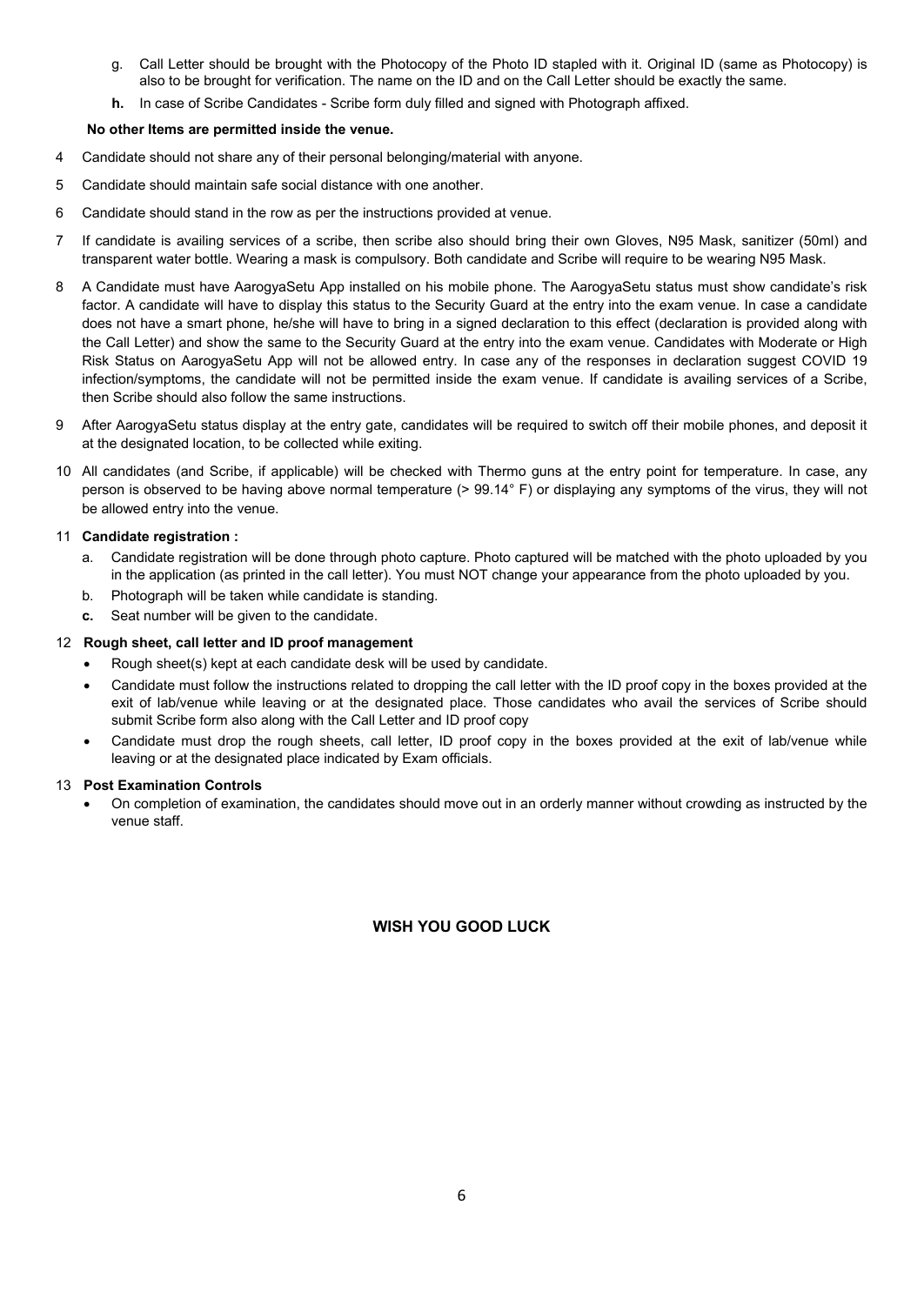g. Call Letter should be brought with the Photocopy of the Photo ID stapled with it. Original ID (same as Photocopy) is also to be brought for verification. The name on the ID and on the Call Letter should be exactly the same.

**h.** In case of Scribe Candidates - Scribe form duly filled and signed with Photograph affixed.

**No other Items are permitted inside the venue.**

4 Candidate should not share any of their personal belonging/material with anyone.

5 Candidate should maintain safe social distance with one another.

6 Candidate should stand in the row as per the instructions provided at venue.

7 If candidate is availing services of a scribe, then scribe also should bring their own Gloves, N95 Mask, sanitizer (50ml) and transparent water bottle. Wearing a mask is compulsory. Both candidate and Scribe will require to be wearing N95 Mask.

8 A Candidate must have AarogyaSetu App installed on his mobile phone. The AarogyaSetu status must show candidate's risk factor. A candidate will have to display this status to the Security Guard at the entry into the exam venue. In case a candidate does not have a smart phone, he/she will have to bring in a signed declaration to this effect (declaration is provided along with the Call Letter) and show the same to the Security Guard at the entry into the exam venue. Candidates with Moderate or High Risk Status on AarogyaSetu App will not be allowed entry. In case any of the responses in declaration suggest COVID 19 infection/symptoms, the candidate will not be permitted inside the exam venue. If candidate is availing services of a Scribe, then Scribe should also follow the same instructions.

9 After AarogyaSetu status display at the entry gate, candidates will be required to switch off their mobile phones, and deposit it at the designated location, to be collected while exiting.

10 All candidates (and Scribe, if applicable) will be checked with Thermo guns at the entry point for temperature. In case, any person is observed to be having above normal temperature (> 99.14° F) or displaying any symptoms of the virus, they will not be allowed entry into the venue.

11 **Candidate registration :**

a. Candidate registration will be done through photo capture. Photo captured will be matched with the photo uploaded by you in the application (as printed in the call letter). You must NOT change your appearance from the photo uploaded by you.

b. Photograph will be taken while candidate is standing.

**c.** Seat number will be given to the candidate.

12 **Rough sheet, call letter and ID proof management**

- Rough sheet(s) kept at each candidate desk will be used by candidate.
- Candidate must follow the instructions related to dropping the call letter with the ID proof copy in the boxes provided at the exit of lab/venue while leaving or at the designated place. Those candidates who avail the services of Scribe should submit Scribe form also along with the Call Letter and ID proof copy
- Candidate must drop the rough sheets, call letter, ID proof copy in the boxes provided at the exit of lab/venue while leaving or at the designated place indicated by Exam officials.

13 **Post Examination Controls**

- On completion of examination, the candidates should move out in an orderly manner without crowding as instructed by the venue staff.

**WISH YOU GOOD LUCK**